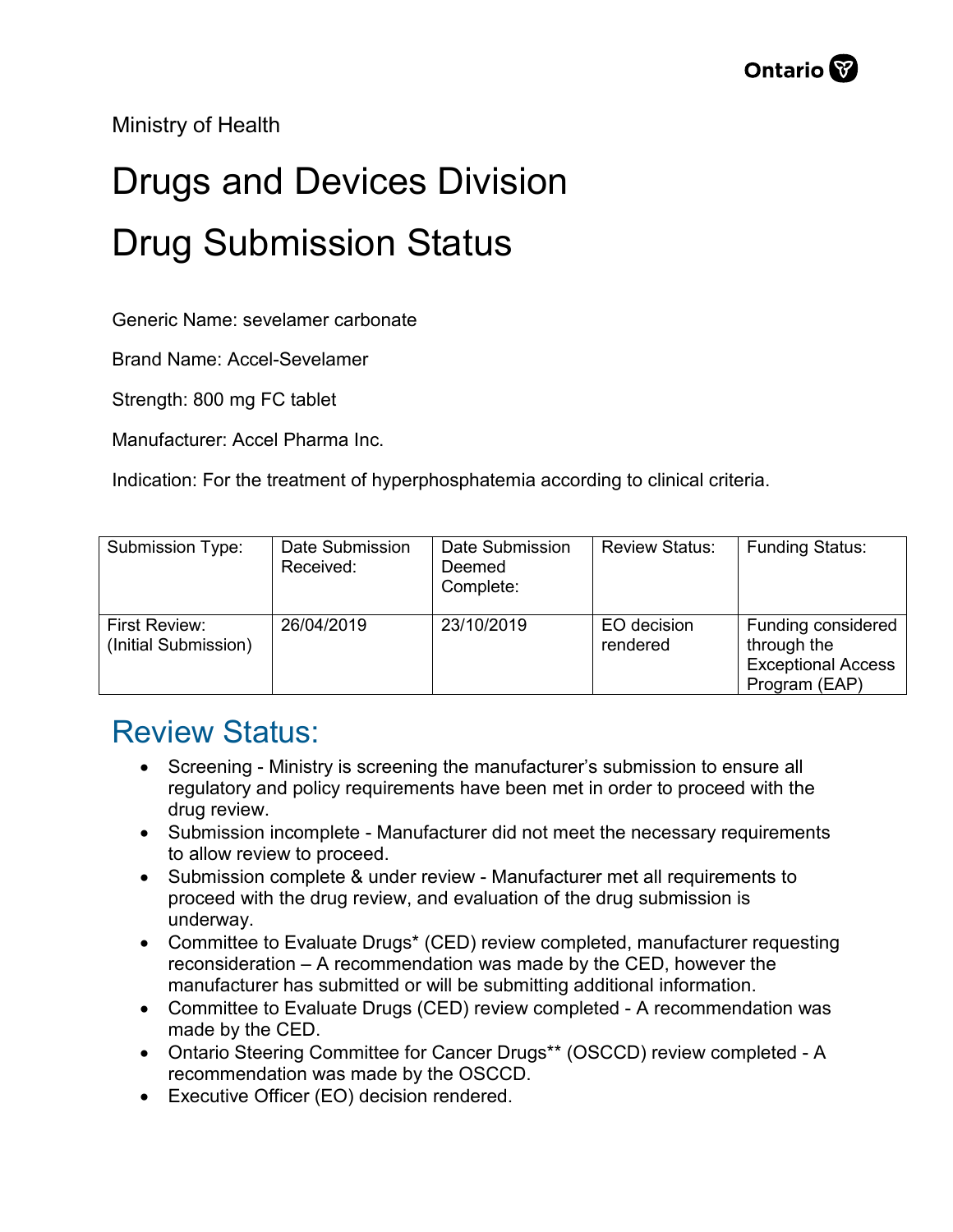Ministry of Health

# Drugs and Devices Division

# Drug Submission Status

Generic Name: sevelamer carbonate

Brand Name: Accel-Sevelamer

Strength: 800 mg FC tablet

Manufacturer: Accel Pharma Inc.

Indication: For the treatment of hyperphosphatemia according to clinical criteria.

| Submission Type: | Date Submission Received: | Date Submission Deemed Complete: | Review Status: | Funding Status: |
|---|---|---|---|---|
| First Review: (Initial Submission) | 26/04/2019 | 23/10/2019 | EO decision rendered | Funding considered through the Exceptional Access Program (EAP) |

## Review Status:

- Screening - Ministry is screening the manufacturer's submission to ensure all regulatory and policy requirements have been met in order to proceed with the drug review.
- Submission incomplete - Manufacturer did not meet the necessary requirements to allow review to proceed.
- Submission complete & under review - Manufacturer met all requirements to proceed with the drug review, and evaluation of the drug submission is underway.
- Committee to Evaluate Drugs* (CED) review completed, manufacturer requesting reconsideration – A recommendation was made by the CED, however the manufacturer has submitted or will be submitting additional information.
- Committee to Evaluate Drugs (CED) review completed - A recommendation was made by the CED.
- Ontario Steering Committee for Cancer Drugs** (OSCCD) review completed - A recommendation was made by the OSCCD.
- Executive Officer (EO) decision rendered.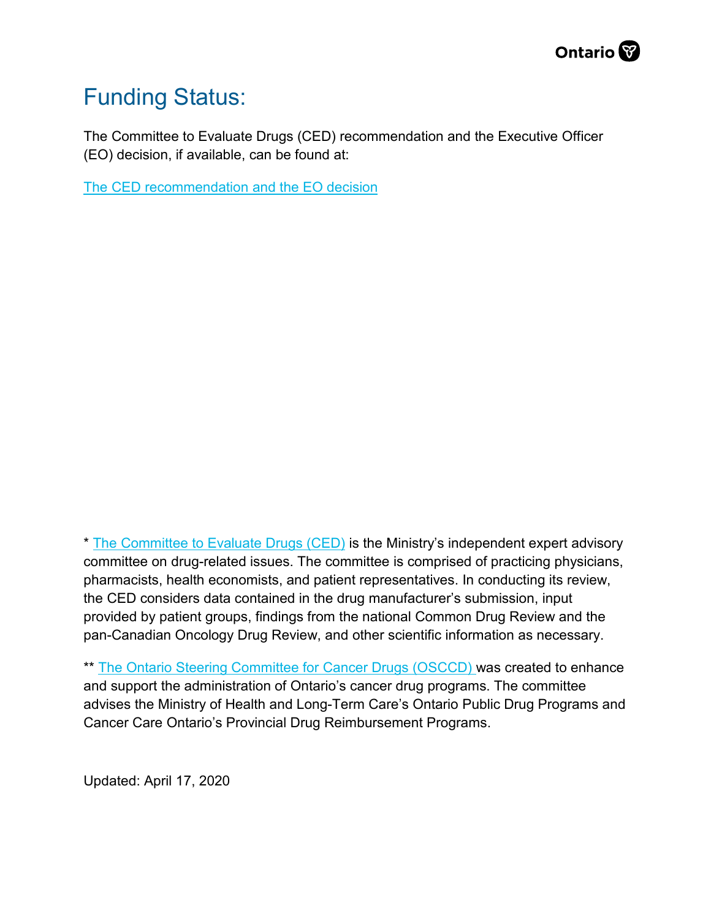# Funding Status:

The Committee to Evaluate Drugs (CED) recommendation and the Executive Officer (EO) decision, if available, can be found at:

The CED recommendation and the EO decision

* The Committee to Evaluate Drugs (CED) is the Ministry's independent expert advisory committee on drug-related issues. The committee is comprised of practicing physicians, pharmacists, health economists, and patient representatives. In conducting its review, the CED considers data contained in the drug manufacturer's submission, input provided by patient groups, findings from the national Common Drug Review and the pan-Canadian Oncology Drug Review, and other scientific information as necessary.

** The Ontario Steering Committee for Cancer Drugs (OSCCD) was created to enhance and support the administration of Ontario's cancer drug programs. The committee advises the Ministry of Health and Long-Term Care's Ontario Public Drug Programs and Cancer Care Ontario's Provincial Drug Reimbursement Programs.

Updated: April 17, 2020